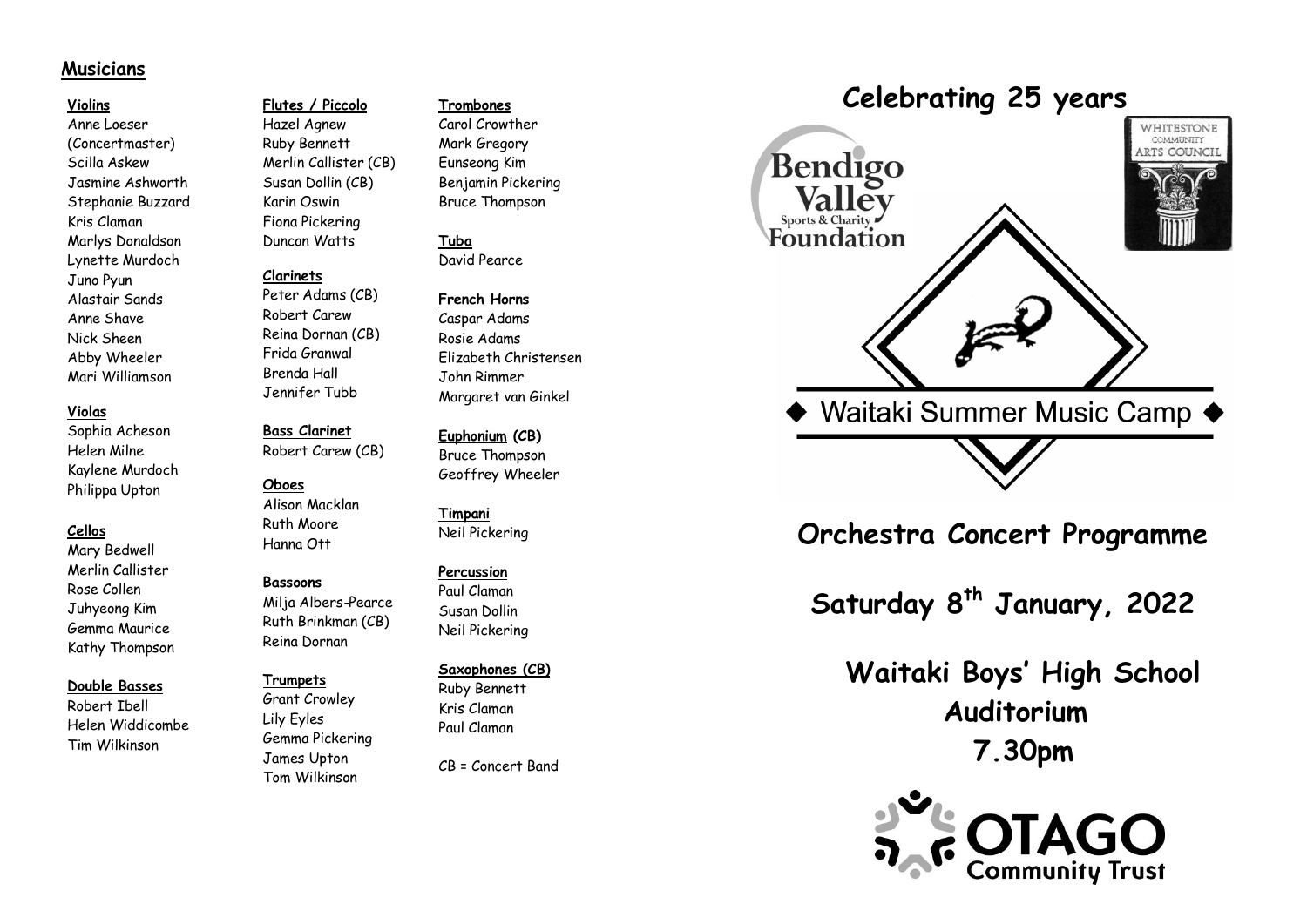## Musicians

**Violins**
Anne Loeser (Concertmaster)
Scilla Askew
Jasmine Ashworth
Stephanie Buzzard
Kris Claman
Marlys Donaldson
Lynette Murdoch
Juno Pyun
Alastair Sands
Anne Shave
Nick Sheen
Abby Wheeler
Mari Williamson

**Violas**
Sophia Acheson
Helen Milne
Kaylene Murdoch
Philippa Upton

**Cellos**
Mary Bedwell
Merlin Callister
Rose Collen
Juhyeong Kim
Gemma Maurice
Kathy Thompson

**Double Basses**
Robert Ibell
Helen Widdicombe
Tim Wilkinson

**Flutes / Piccolo**
Hazel Agnew
Ruby Bennett
Merlin Callister (CB)
Susan Dollin (CB)
Karin Oswin
Fiona Pickering
Duncan Watts

**Clarinets**
Peter Adams (CB)
Robert Carew
Reina Dornan (CB)
Frida Granwal
Brenda Hall
Jennifer Tubb

**Bass Clarinet**
Robert Carew (CB)

**Oboes**
Alison Macklan
Ruth Moore
Hanna Ott

**Bassoons**
Milja Albers-Pearce
Ruth Brinkman (CB)
Reina Dornan

**Trumpets**
Grant Crowley
Lily Eyles
Gemma Pickering
James Upton
Tom Wilkinson

**Trombones**
Carol Crowther
Mark Gregory
Eunseong Kim
Benjamin Pickering
Bruce Thompson

**Tuba**
David Pearce

**French Horns**
Caspar Adams
Rosie Adams
Elizabeth Christensen
John Rimmer
Margaret van Ginkel

**Euphonium (CB)**
Bruce Thompson
Geoffrey Wheeler

**Timpani**
Neil Pickering

**Percussion**
Paul Claman
Susan Dollin
Neil Pickering

**Saxophones (CB)**
Ruby Bennett
Kris Claman
Paul Claman

CB = Concert Band

# Celebrating 25 years

Bendigo Valley Sports & Charity Foundation

Whitestone Community Arts Council

Waitaki Summer Music Camp

# Orchestra Concert Programme

## Saturday 8th January, 2022

## Waitaki Boys' High School Auditorium 7.30pm

Otago Community Trust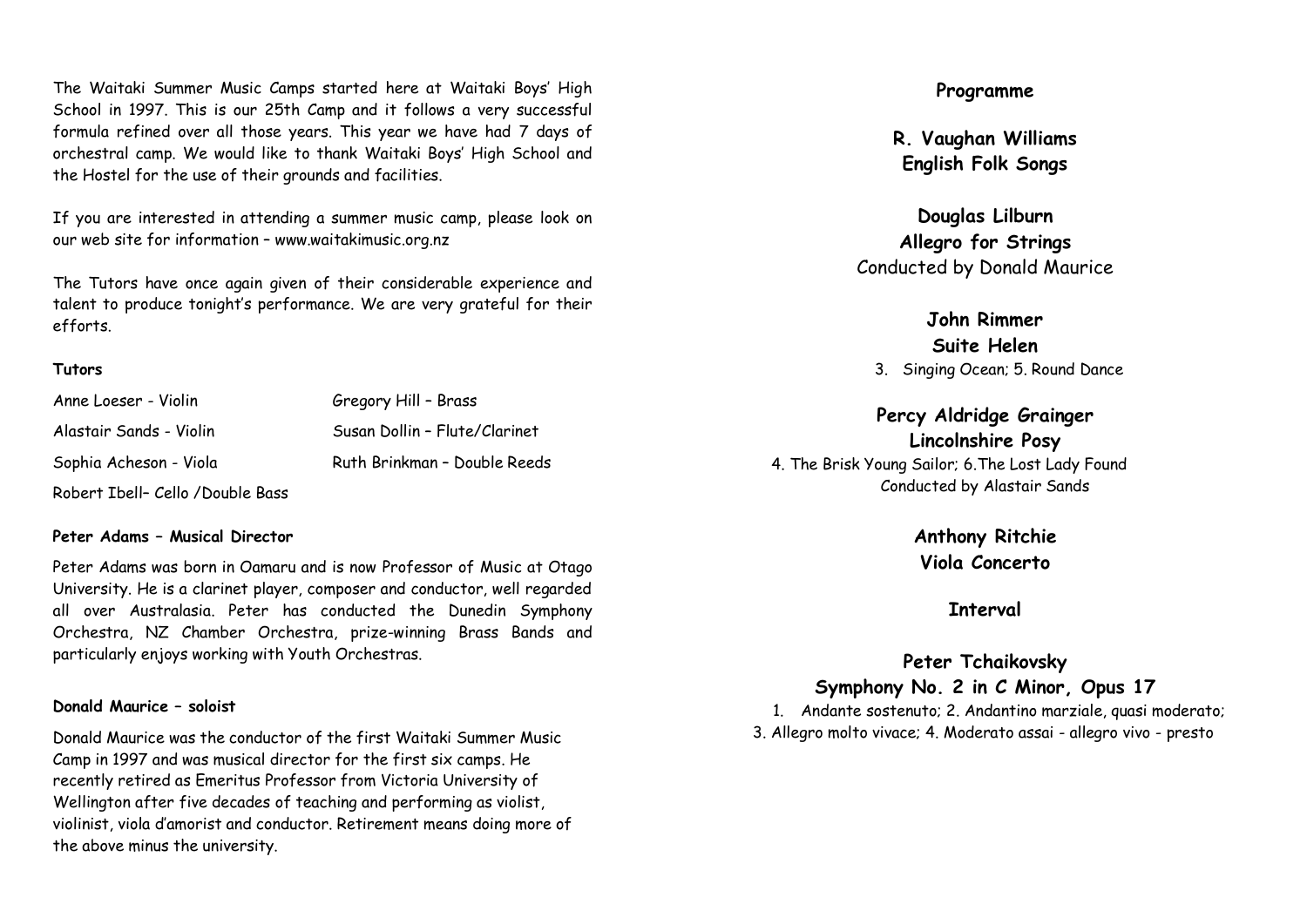The Waitaki Summer Music Camps started here at Waitaki Boys' High School in 1997. This is our 25th Camp and it follows a very successful formula refined over all those years. This year we have had 7 days of orchestral camp. We would like to thank Waitaki Boys' High School and the Hostel for the use of their grounds and facilities.

If you are interested in attending a summer music camp, please look on our web site for information – www.waitakimusic.org.nz

The Tutors have once again given of their considerable experience and talent to produce tonight's performance. We are very grateful for their efforts.

**Tutors**

| | |
|---|---|
| Anne Loeser - Violin | Gregory Hill – Brass |
| Alastair Sands - Violin | Susan Dollin – Flute/Clarinet |
| Sophia Acheson - Viola | Ruth Brinkman – Double Reeds |
| Robert Ibell– Cello /Double Bass | |

**Peter Adams – Musical Director**

Peter Adams was born in Oamaru and is now Professor of Music at Otago University. He is a clarinet player, composer and conductor, well regarded all over Australasia. Peter has conducted the Dunedin Symphony Orchestra, NZ Chamber Orchestra, prize-winning Brass Bands and particularly enjoys working with Youth Orchestras.

**Donald Maurice – soloist**

Donald Maurice was the conductor of the first Waitaki Summer Music Camp in 1997 and was musical director for the first six camps. He recently retired as Emeritus Professor from Victoria University of Wellington after five decades of teaching and performing as violist, violinist, viola d'amorist and conductor. Retirement means doing more of the above minus the university.

## Programme

**R. Vaughan Williams**
**English Folk Songs**

**Douglas Lilburn**
**Allegro for Strings**
Conducted by Donald Maurice

**John Rimmer**
**Suite Helen**
3. Singing Ocean; 5. Round Dance

**Percy Aldridge Grainger**
**Lincolnshire Posy**
4. The Brisk Young Sailor; 6.The Lost Lady Found
Conducted by Alastair Sands

**Anthony Ritchie**
**Viola Concerto**

**Interval**

**Peter Tchaikovsky**
**Symphony No. 2 in C Minor, Opus 17**
1. Andante sostenuto; 2. Andantino marziale, quasi moderato; 3. Allegro molto vivace; 4. Moderato assai - allegro vivo - presto